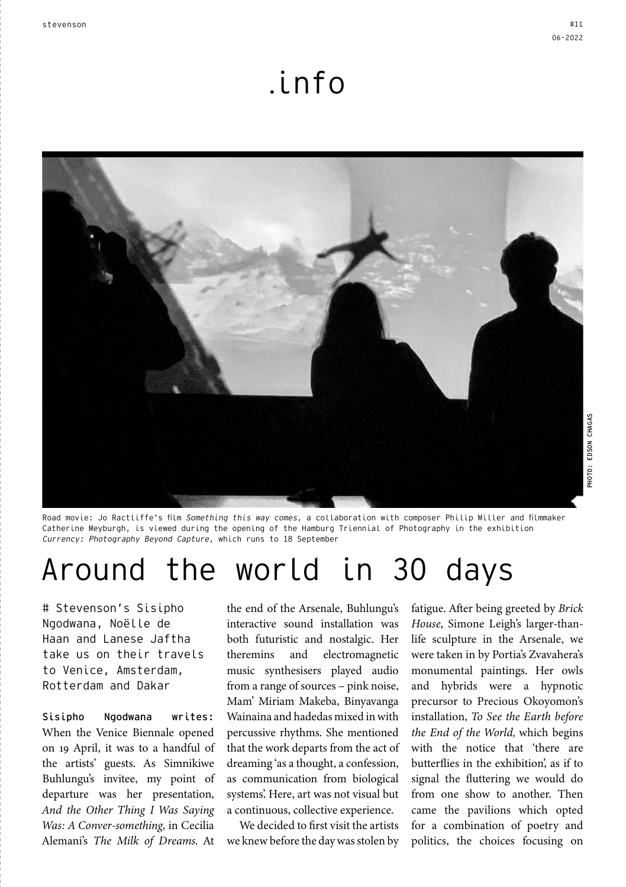# .info

Road movie: Jo Ractliffe's film *Something this way comes*, a collaboration with composer Philip Miller and filmmaker Catherine Meyburgh, is viewed during the opening of the Hamburg Triennial of Photography in the exhibition *Currency: Photography Beyond Capture*, which runs to 18 September

PHOTO: EDSON CHAGAS

# Around the world in 30 days

# Stevenson's Sisipho Ngodwana, Noëlle de Haan and Lanese Jaftha take us on their travels to Venice, Amsterdam, Rotterdam and Dakar

**Sisipho Ngodwana writes:** When the Venice Biennale opened on 19 April, it was to a handful of the artists' guests. As Simnikiwe Buhlungu's invitee, my point of departure was her presentation, *And the Other Thing I Was Saying Was: A Conver-something*, in Cecilia Alemani's *The Milk of Dreams*. At the end of the Arsenale, Buhlungu's interactive sound installation was both futuristic and nostalgic. Her theremins and electromagnetic music synthesisers played audio from a range of sources – pink noise, Mam' Miriam Makeba, Binyavanga Wainaina and hadedas mixed in with percussive rhythms. She mentioned that the work departs from the act of dreaming 'as a thought, a confession, as communication from biological systems'. Here, art was not visual but a continuous, collective experience.

We decided to first visit the artists we knew before the day was stolen by fatigue. After being greeted by *Brick House*, Simone Leigh's larger-than-life sculpture in the Arsenale, we were taken in by Portia's Zvavahera's monumental paintings. Her owls and hybrids were a hypnotic precursor to Precious Okoyomon's installation, *To See the Earth before the End of the World,* which begins with the notice that 'there are butterflies in the exhibition', as if to signal the fluttering we would do from one show to another. Then came the pavilions which opted for a combination of poetry and politics, the choices focusing on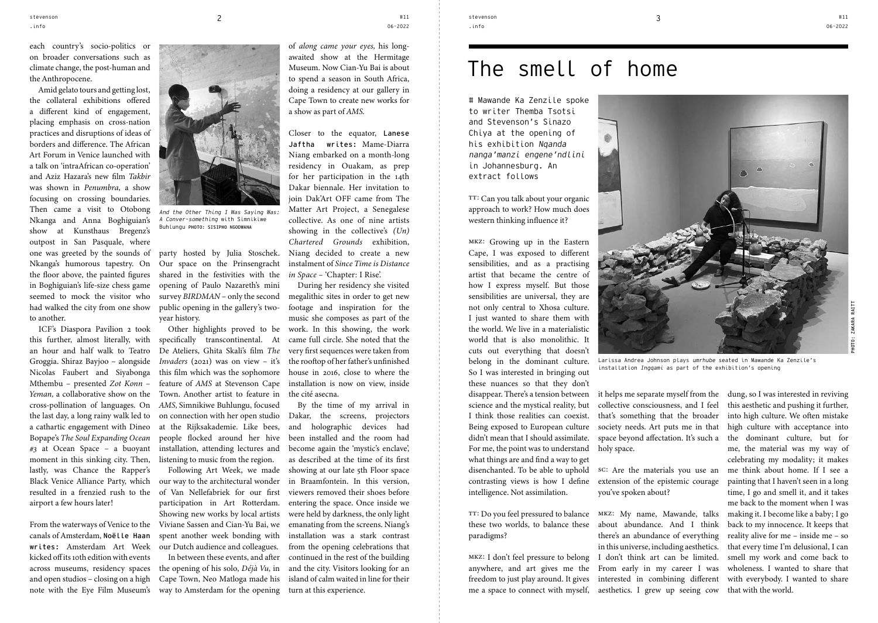each country's socio-politics or on broader conversations such as climate change, the post-human and the Anthropocene.

Amid gelato tours and getting lost, the collateral exhibitions offered a different kind of engagement, placing emphasis on cross-nation practices and disruptions of ideas of borders and difference. The African Art Forum in Venice launched with a talk on 'intraAfrican co-operation' and Aziz Hazara's new film *Takbir* was shown in *Penumbra*, a show focusing on crossing boundaries. Then came a visit to Otobong Nkanga and Anna Boghiguian's show at Kunsthaus Bregenz's outpost in San Pasquale, where one was greeted by the sounds of Nkanga's humorous tapestry. On the floor above, the painted figures in Boghiguian's life-size chess game seemed to mock the visitor who had walked the city from one show to another.

ICF's Diaspora Pavilion 2 took this further, almost literally, with an hour and half walk to Teatro Groggia. Shiraz Bayjoo – alongside Nicolas Faubert and Siyabonga Mthembu – presented *Zot Konn – Yeman,* a collaborative show on the cross-pollination of languages. On the last day, a long rainy walk led to a cathartic engagement with Dineo Bopape's *The Soul Expanding Ocean #3* at Ocean Space – a buoyant moment in this sinking city. Then, lastly, was Chance the Rapper's Black Venice Alliance Party, which resulted in a frenzied rush to the airport a few hours later!

From the waterways of Venice to the canals of Amsterdam, **Noëlle Haan writes:** Amsterdam Art Week kicked off its 10th edition with events across museums, residency spaces and open studios – closing on a high note with the Eye Film Museum's party hosted by Julia Stoschek. Our space on the Prinsengracht shared in the festivities with the opening of Paulo Nazareth's mini survey *BIRDMAN* – only the second public opening in the gallery's two-year history.

*And the Other Thing I Was Saying Was: A Conver-something* with Simnikiwe Buhlungu PHOTO: SISIPHO NGODWANA

Other highlights proved to be specifically transcontinental. At De Ateliers, Ghita Skali's film *The Invaders* (2021) was on view – it's this film which was the sophomore feature of *AMS* at Stevenson Cape Town. Another artist to feature in *AMS,* Simnikiwe Buhlungu, focused on connection with her open studio at the Rijksakademie. Like bees, people flocked around her hive installation, attending lectures and listening to music from the region.

Following Art Week, we made our way to the architectural wonder of Van Nellefabriek for our first participation in Art Rotterdam. Showing new works by local artists Viviane Sassen and Cian-Yu Bai, we spent another week bonding with our Dutch audience and colleagues.

In between these events, and after the opening of his solo, *Déjà Vu,* in Cape Town, Neo Matloga made his way to Amsterdam for the opening of *along came your eyes,* his long-awaited show at the Hermitage Museum. Now Cian-Yu Bai is about to spend a season in South Africa, doing a residency at our gallery in Cape Town to create new works for a show as part of *AMS*.

Closer to the equator, **Lanese Jaftha writes:** Mame-Diarra Niang embarked on a month-long residency in Ouakam, as prep for her participation in the 14th Dakar biennale. Her invitation to join Dak'Art OFF came from The Matter Art Project, a Senegalese collective. As one of nine artists showing in the collective's *(Un) Chartered Grounds* exhibition, Niang decided to create a new instalment of *Since Time is Distance in Space* – 'Chapter: I Rise'.

During her residency she visited megalithic sites in order to get new footage and inspiration for the music she composes as part of the work. In this showing, the work came full circle. She noted that the very first sequences were taken from the rooftop of her father's unfinished house in 2016, close to where the installation is now on view, inside the cité asecna.

By the time of my arrival in Dakar, the screens, projectors and holographic devices had been installed and the room had become again the 'mystic's enclave', as described at the time of its first showing at our late 5th Floor space in Braamfontein. In this version, viewers removed their shoes before entering the space. Once inside we were held by darkness, the only light emanating from the screens. Niang's installation was a stark contrast from the opening celebrations that continued in the rest of the building and the city. Visitors looking for an island of calm waited in line for their turn at this experience.

# The smell of home

# Mawande Ka Zenzile spoke to writer Themba Tsotsi and Stevenson's Sinazo Chiya at the opening of his exhibition *Nqanda nanga'manzi engene'ndlini* in Johannesburg. An extract follows

Larissa Andrea Johnson plays *umrhube* seated in Mawande Ka Zenzile's installation *Ingqami* as part of the exhibition's opening

PHOTO: ZIVARA RAITT

TT: Can you talk about your organic approach to work? How much does western thinking influence it?

MKZ: Growing up in the Eastern Cape, I was exposed to different sensibilities, and as a practising artist that became the centre of how I express myself. But those sensibilities are universal, they are not only central to Xhosa culture. I just wanted to share them with the world. We live in a materialistic world that is also monolithic. It cuts out everything that doesn't belong in the dominant culture. So I was interested in bringing out these nuances so that they don't disappear. There's a tension between science and the mystical reality, but I think those realities can coexist. Being exposed to European culture didn't mean that I should assimilate. For me, the point was to understand what things are and find a way to get disenchanted. To be able to uphold contrasting views is how I define intelligence. Not assimilation.

TT: Do you feel pressured to balance these two worlds, to balance these paradigms?

MKZ: I don't feel pressure to belong anywhere, and art gives me the freedom to just play around. It gives me a space to connect with myself, it helps me separate myself from the collective consciousness, and I feel that's something that the broader society needs. Art puts me in that space beyond affectation. It's such a holy space.

SC: Are the materials you use an extension of the epistemic courage you've spoken about?

MKZ: My name, Mawande, talks about abundance. And I think there's an abundance of everything in this universe, including aesthetics. I don't think art can be limited. From early in my career I was interested in combining different aesthetics. I grew up seeing cow dung, so I was interested in reviving this aesthetic and pushing it further, into high culture. We often mistake high culture with acceptance into the dominant culture, but for me, the material was my way of celebrating my modality; it makes me think about home. If I see a painting that I haven't seen in a long time, I go and smell it, and it takes me back to the moment when I was making it. I become like a baby; I go back to my innocence. It keeps that reality alive for me – inside me – so that every time I'm delusional, I can smell my work and come back to wholeness. I wanted to share that with everybody. I wanted to share that with the world.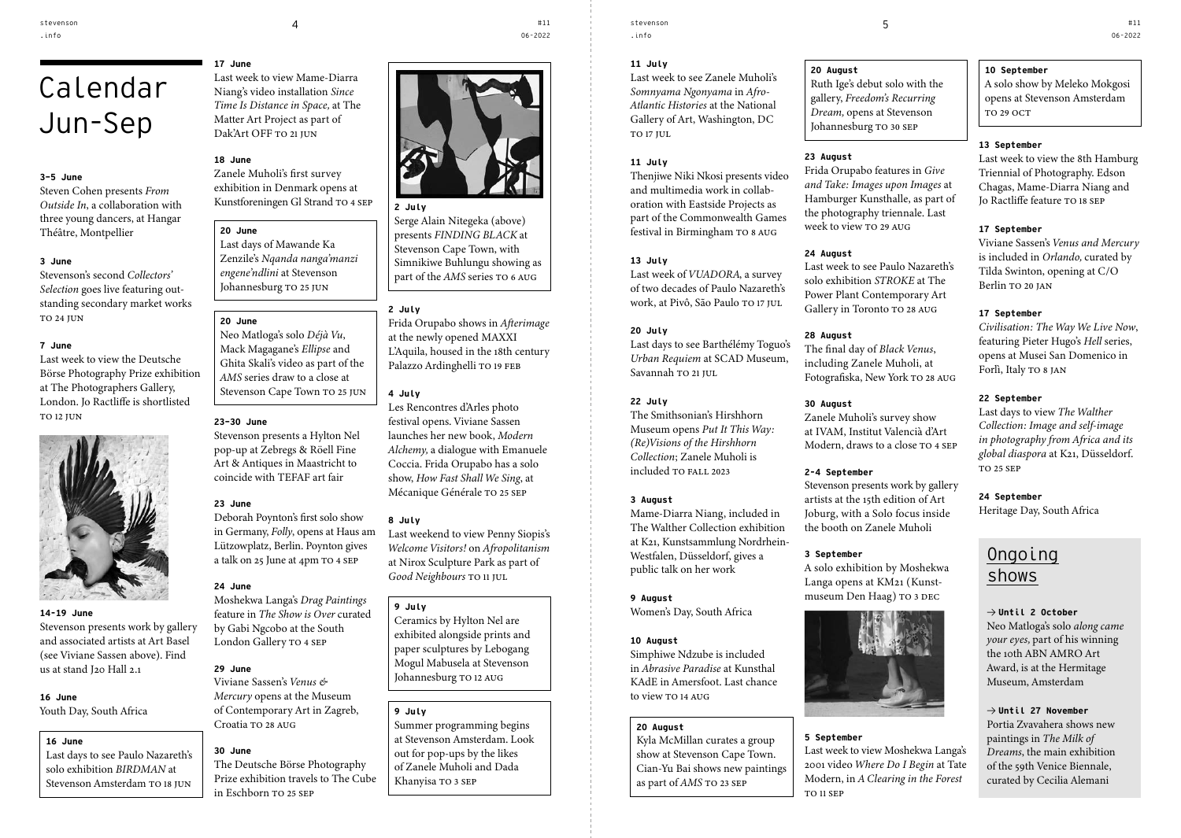// Calendar Jun-Sep

# Calendar Jun-Sep

**3–5 June**
Steven Cohen presents *From Outside In*, a collaboration with three young dancers, at Hangar Théâtre, Montpellier

**3 June**
Stevenson's second *Collectors' Selection* goes live featuring outstanding secondary market works TO 24 JUN

**7 June**
Last week to view the Deutsche Börse Photography Prize exhibition at The Photographers Gallery, London. Jo Ractliffe is shortlisted TO 12 JUN

**14–19 June**
Stevenson presents work by gallery and associated artists at Art Basel (see Viviane Sassen above). Find us at stand J20 Hall 2.1

**16 June**
Youth Day, South Africa

**16 June**
Last days to see Paulo Nazareth's solo exhibition *BIRDMAN* at Stevenson Amsterdam TO 18 JUN

**17 June**
Last week to view Mame-Diarra Niang's video installation *Since Time Is Distance in Space*, at The Matter Art Project as part of Dak'Art OFF TO 21 JUN

**18 June**
Zanele Muholi's first survey exhibition in Denmark opens at Kunstforeningen Gl Strand TO 4 SEP

**20 June**
Last days of Mawande Ka Zenzile's *Nqanda nanga'manzi engene'ndlini* at Stevenson Johannesburg TO 25 JUN

**20 June**
Neo Matloga's solo *Déjà Vu*, Mack Magagane's *Ellipse* and Ghita Skali's video as part of the *AMS* series draw to a close at Stevenson Cape Town TO 25 JUN

**23–30 June**
Stevenson presents a Hylton Nel pop-up at Zebregs & Röell Fine Art & Antiques in Maastricht to coincide with TEFAF art fair

**23 June**
Deborah Poynton's first solo show in Germany, *Folly*, opens at Haus am Lützowplatz, Berlin. Poynton gives a talk on 25 June at 4pm TO 4 SEP

**24 June**
Moshekwa Langa's *Drag Paintings* feature in *The Show is Over* curated by Gabi Ngcobo at the South London Gallery TO 4 SEP

**29 June**
Viviane Sassen's *Venus & Mercury* opens at the Museum of Contemporary Art in Zagreb, Croatia TO 28 AUG

**30 June**
The Deutsche Börse Photography Prize exhibition travels to The Cube in Eschborn TO 25 SEP

**2 July**
Serge Alain Nitegeka (above) presents *FINDING BLACK* at Stevenson Cape Town, with Simnikiwe Buhlungu showing as part of the *AMS* series TO 6 AUG

**2 July**
Frida Orupabo shows in *Afterimage* at the newly opened MAXXI L'Aquila, housed in the 18th century Palazzo Ardinghelli TO 19 FEB

**4 July**
Les Rencontres d'Arles photo festival opens. Viviane Sassen launches her new book, *Modern Alchemy*, a dialogue with Emanuele Coccia. Frida Orupabo has a solo show, *How Fast Shall We Sing*, at Mécanique Générale TO 25 SEP

**8 July**
Last weekend to view Penny Siopis's *Welcome Visitors!* on *Afropolitanism* at Nirox Sculpture Park as part of *Good Neighbours* TO 11 JUL

**9 July**
Ceramics by Hylton Nel are exhibited alongside prints and paper sculptures by Lebogang Mogul Mabusela at Stevenson Johannesburg TO 12 AUG

**9 July**
Summer programming begins at Stevenson Amsterdam. Look out for pop-ups by the likes of Zanele Muholi and Dada Khanyisa TO 3 SEP

**11 July**
Last week to see Zanele Muholi's *Somnyama Ngonyama* in *Afro-Atlantic Histories* at the National Gallery of Art, Washington, DC TO 17 JUL

**11 July**
Thenjiwe Niki Nkosi presents video and multimedia work in collaboration with Eastside Projects as part of the Commonwealth Games festival in Birmingham TO 8 AUG

**13 July**
Last week of *VUADORA*, a survey of two decades of Paulo Nazareth's work, at Pivô, São Paulo TO 17 JUL

**20 July**
Last days to see Barthélémy Toguo's *Urban Requiem* at SCAD Museum, Savannah TO 21 JUL

**22 July**
The Smithsonian's Hirshhorn Museum opens *Put It This Way: (Re)Visions of the Hirshhorn Collection*; Zanele Muholi is included TO FALL 2023

**3 August**
Mame-Diarra Niang, included in The Walther Collection exhibition at K21, Kunstsammlung Nordrhein-Westfalen, Düsseldorf, gives a public talk on her work

**9 August**
Women's Day, South Africa

**10 August**
Simphiwe Ndzube is included in *Abrasive Paradise* at Kunsthal KAdE in Amersfoot. Last chance to view TO 14 AUG

**20 August**
Kyla McMillan curates a group show at Stevenson Cape Town. Cian-Yu Bai shows new paintings as part of *AMS* TO 23 SEP

**20 August**
Ruth Ige's debut solo with the gallery, *Freedom's Recurring Dream*, opens at Stevenson Johannesburg TO 30 SEP

**23 August**
Frida Orupabo features in *Give and Take: Images upon Images* at Hamburger Kunsthalle, as part of the photography triennale. Last week to view TO 29 AUG

**24 August**
Last week to see Paulo Nazareth's solo exhibition *STROKE* at The Power Plant Contemporary Art Gallery in Toronto TO 28 AUG

**28 August**
The final day of *Black Venus*, including Zanele Muholi, at Fotografiska, New York TO 28 AUG

**30 August**
Zanele Muholi's survey show at IVAM, Institut Valencià d'Art Modern, draws to a close TO 4 SEP

**2–4 September**
Stevenson presents work by gallery artists at the 15th edition of Art Joburg, with a Solo focus inside the booth on Zanele Muholi

**3 September**
A solo exhibition by Moshekwa Langa opens at KM21 (Kunstmuseum Den Haag) TO 3 DEC

**5 September**
Last week to view Moshekwa Langa's 2001 video *Where Do I Begin* at Tate Modern, in *A Clearing in the Forest* TO 11 SEP

**10 September**
A solo show by Meleko Mokgosi opens at Stevenson Amsterdam TO 29 OCT

**13 September**
Last week to view the 8th Hamburg Triennial of Photography. Edson Chagas, Mame-Diarra Niang and Jo Ractliffe feature TO 18 SEP

**17 September**
Viviane Sassen's *Venus and Mercury* is included in *Orlando*, curated by Tilda Swinton, opening at C/O Berlin TO 20 JAN

**17 September**
*Civilisation: The Way We Live Now*, featuring Pieter Hugo's *Hell* series, opens at Musei San Domenico in Forlì, Italy TO 8 JAN

**22 September**
Last days to view *The Walther Collection: Image and self-image in photography from Africa and its global diaspora* at K21, Düsseldorf. TO 25 SEP

**24 September**
Heritage Day, South Africa

## Ongoing shows

→ **Until 2 October**
Neo Matloga's solo *along came your eyes*, part of his winning the 10th ABN AMRO Art Award, is at the Hermitage Museum, Amsterdam

→ **Until 27 November**
Portia Zvavahera shows new paintings in *The Milk of Dreams*, the main exhibition of the 59th Venice Biennale, curated by Cecilia Alemani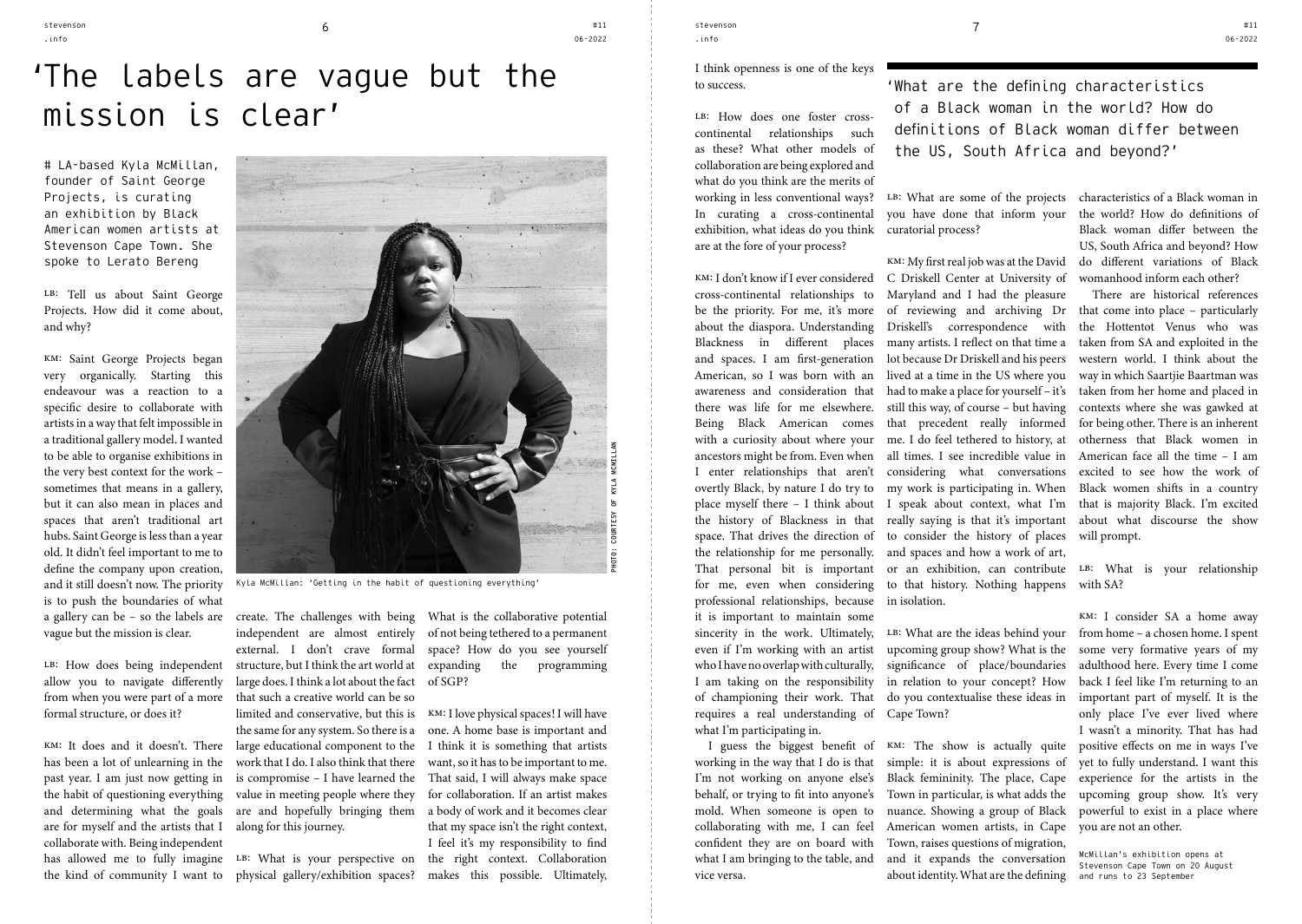# 'The labels are vague but the mission is clear'

LA-based Kyla McMillan, founder of Saint George Projects, is curating an exhibition by Black American women artists at Stevenson Cape Town. She spoke to Lerato Bereng

Kyla McMillan: 'Getting in the habit of questioning everything'

PHOTO: COURTESY OF KYLA MCMILLAN

LB: Tell us about Saint George Projects. How did it come about, and why?

KM: Saint George Projects began very organically. Starting this endeavour was a reaction to a specific desire to collaborate with artists in a way that felt impossible in a traditional gallery model. I wanted to be able to organise exhibitions in the very best context for the work – sometimes that means in a gallery, but it can also mean in places and spaces that aren't traditional art hubs. Saint George is less than a year old. It didn't feel important to me to define the company upon creation, and it still doesn't now. The priority is to push the boundaries of what a gallery can be – so the labels are vague but the mission is clear.

LB: How does being independent allow you to navigate differently from when you were part of a more formal structure, or does it?

KM: It does and it doesn't. There has been a lot of unlearning in the past year. I am just now getting in the habit of questioning everything and determining what the goals are for myself and the artists that I collaborate with. Being independent has allowed me to fully imagine the kind of community I want to create. The challenges with being independent are almost entirely external. I don't crave formal structure, but I think the art world at large does. I think a lot about the fact that such a creative world can be so limited and conservative, but this is the same for any system. So there is a large educational component to the work that I do. I also think that there is compromise – I have learned the value in meeting people where they are and hopefully bringing them along for this journey.

LB: What is your perspective on physical gallery/exhibition spaces? What is the collaborative potential of not being tethered to a permanent space? How do you see yourself expanding the programming of SGP?

KM: I love physical spaces! I will have one. A home base is important and I think it is something that artists want, so it has to be important to me. That said, I will always make space for collaboration. If an artist makes a body of work and it becomes clear that my space isn't the right context, I feel it's my responsibility to find the right context. Collaboration makes this possible. Ultimately, I think openness is one of the keys to success.

LB: How does one foster cross-continental relationships such as these? What other models of collaboration are being explored and what do you think are the merits of working in less conventional ways? In curating a cross-continental exhibition, what ideas do you think are at the fore of your process?

KM: I don't know if I ever considered cross-continental relationships to be the priority. For me, it's more about the diaspora. Understanding Blackness in different places and spaces. I am first-generation American, so I was born with an awareness and consideration that there was life for me elsewhere. Being Black American comes with a curiosity about where your ancestors might be from. Even when I enter relationships that aren't overtly Black, by nature I do try to place myself there – I think about the history of Blackness in that space. That drives the direction of the relationship for me personally. That personal bit is important for me, even when considering professional relationships, because it is important to maintain some sincerity in the work. Ultimately, even if I'm working with an artist who I have no overlap with culturally, I am taking on the responsibility of championing their work. That requires a real understanding of what I'm participating in.

I guess the biggest benefit of working in the way that I do is that I'm not working on anyone else's behalf, or trying to fit into anyone's mold. When someone is open to collaborating with me, I can feel confident they are on board with what I am bringing to the table, and vice versa.

'What are the defining characteristics of a Black woman in the world? How do definitions of Black woman differ between the US, South Africa and beyond?'

LB: What are some of the projects you have done that inform your curatorial process?

KM: My first real job was at the David C Driskell Center at University of Maryland and I had the pleasure of reviewing and archiving Dr Driskell's correspondence with many artists. I reflect on that time a lot because Dr Driskell and his peers lived at a time in the US where you had to make a place for yourself – it's still this way, of course – but having that precedent really informed me. I do feel tethered to history, at all times. I see incredible value in considering what conversations my work is participating in. When I speak about context, what I'm really saying is that it's important to consider the history of places and spaces and how a work of art, or an exhibition, can contribute to that history. Nothing happens in isolation.

LB: What are the ideas behind your upcoming group show? What is the significance of place/boundaries in relation to your concept? How do you contextualise these ideas in Cape Town?

KM: The show is actually quite simple: it is about expressions of Black femininity. The place, Cape Town in particular, is what adds the nuance. Showing a group of Black American women artists, in Cape Town, raises questions of migration, and it expands the conversation about identity. What are the defining characteristics of a Black woman in the world? How do definitions of Black woman differ between the US, South Africa and beyond? How do different variations of Black womanhood inform each other?

There are historical references that come into place – particularly the Hottentot Venus who was taken from SA and exploited in the western world. I think about the way in which Saartjie Baartman was taken from her home and placed in contexts where she was gawked at for being other. There is an inherent otherness that Black women in American face all the time – I am excited to see how the work of Black women shifts in a country that is majority Black. I'm excited about what discourse the show will prompt.

LB: What is your relationship with SA?

KM: I consider SA a home away from home – a chosen home. I spent some very formative years of my adulthood here. Every time I come back I feel like I'm returning to an important part of myself. It is the only place I've ever lived where I wasn't a minority. That has had positive effects on me in ways I've yet to fully understand. I want this experience for the artists in the upcoming group show. It's very powerful to exist in a place where you are not an other.

McMillan's exhibition opens at Stevenson Cape Town on 20 August and runs to 23 September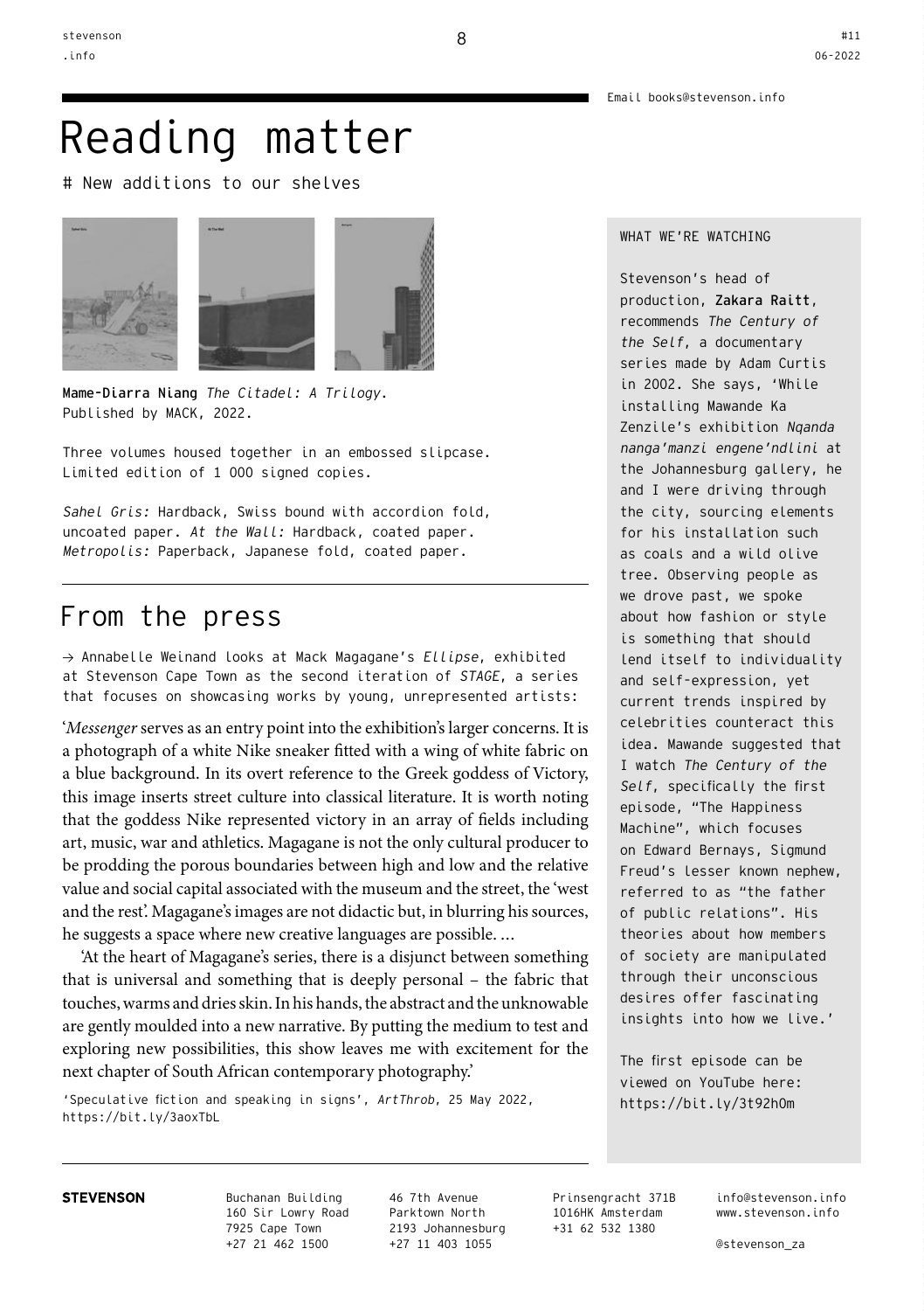Email books@stevenson.info

# Reading matter

# New additions to our shelves

**Mame-Diarra Niang** *The Citadel: A Trilogy*. Published by MACK, 2022.

Three volumes housed together in an embossed slipcase. Limited edition of 1 000 signed copies.

*Sahel Gris:* Hardback, Swiss bound with accordion fold, uncoated paper. *At the Wall:* Hardback, coated paper. *Metropolis:* Paperback, Japanese fold, coated paper.

## From the press

→ Annabelle Weinand looks at Mack Magagane's *Ellipse*, exhibited at Stevenson Cape Town as the second iteration of *STAGE*, a series that focuses on showcasing works by young, unrepresented artists:

'*Messenger* serves as an entry point into the exhibition's larger concerns. It is a photograph of a white Nike sneaker fitted with a wing of white fabric on a blue background. In its overt reference to the Greek goddess of Victory, this image inserts street culture into classical literature. It is worth noting that the goddess Nike represented victory in an array of fields including art, music, war and athletics. Magagane is not the only cultural producer to be prodding the porous boundaries between high and low and the relative value and social capital associated with the museum and the street, the 'west and the rest'. Magagane's images are not didactic but, in blurring his sources, he suggests a space where new creative languages are possible. ...

'At the heart of Magagane's series, there is a disjunct between something that is universal and something that is deeply personal – the fabric that touches, warms and dries skin. In his hands, the abstract and the unknowable are gently moulded into a new narrative. By putting the medium to test and exploring new possibilities, this show leaves me with excitement for the next chapter of South African contemporary photography.'

'Speculative fiction and speaking in signs', *ArtThrob*, 25 May 2022, https://bit.ly/3aoxTbL

WHAT WE'RE WATCHING

Stevenson's head of production, **Zakara Raitt**, recommends *The Century of the Self*, a documentary series made by Adam Curtis in 2002. She says, 'While installing Mawande Ka Zenzile's exhibition *Nqanda nanga'manzi engene'ndlini* at the Johannesburg gallery, he and I were driving through the city, sourcing elements for his installation such as coals and a wild olive tree. Observing people as we drove past, we spoke about how fashion or style is something that should lend itself to individuality and self-expression, yet current trends inspired by celebrities counteract this idea. Mawande suggested that I watch *The Century of the Self*, specifically the first episode, "The Happiness Machine", which focuses on Edward Bernays, Sigmund Freud's lesser known nephew, referred to as "the father of public relations". His theories about how members of society are manipulated through their unconscious desires offer fascinating insights into how we live.'

The first episode can be viewed on YouTube here: https://bit.ly/3t92hOm

**STEVENSON**

Buchanan Building
160 Sir Lowry Road
7925 Cape Town
+27 21 462 1500

46 7th Avenue
Parktown North
2193 Johannesburg
+27 11 403 1055

Prinsengracht 371B
1016HK Amsterdam
+31 62 532 1380

info@stevenson.info
www.stevenson.info

@stevenson_za